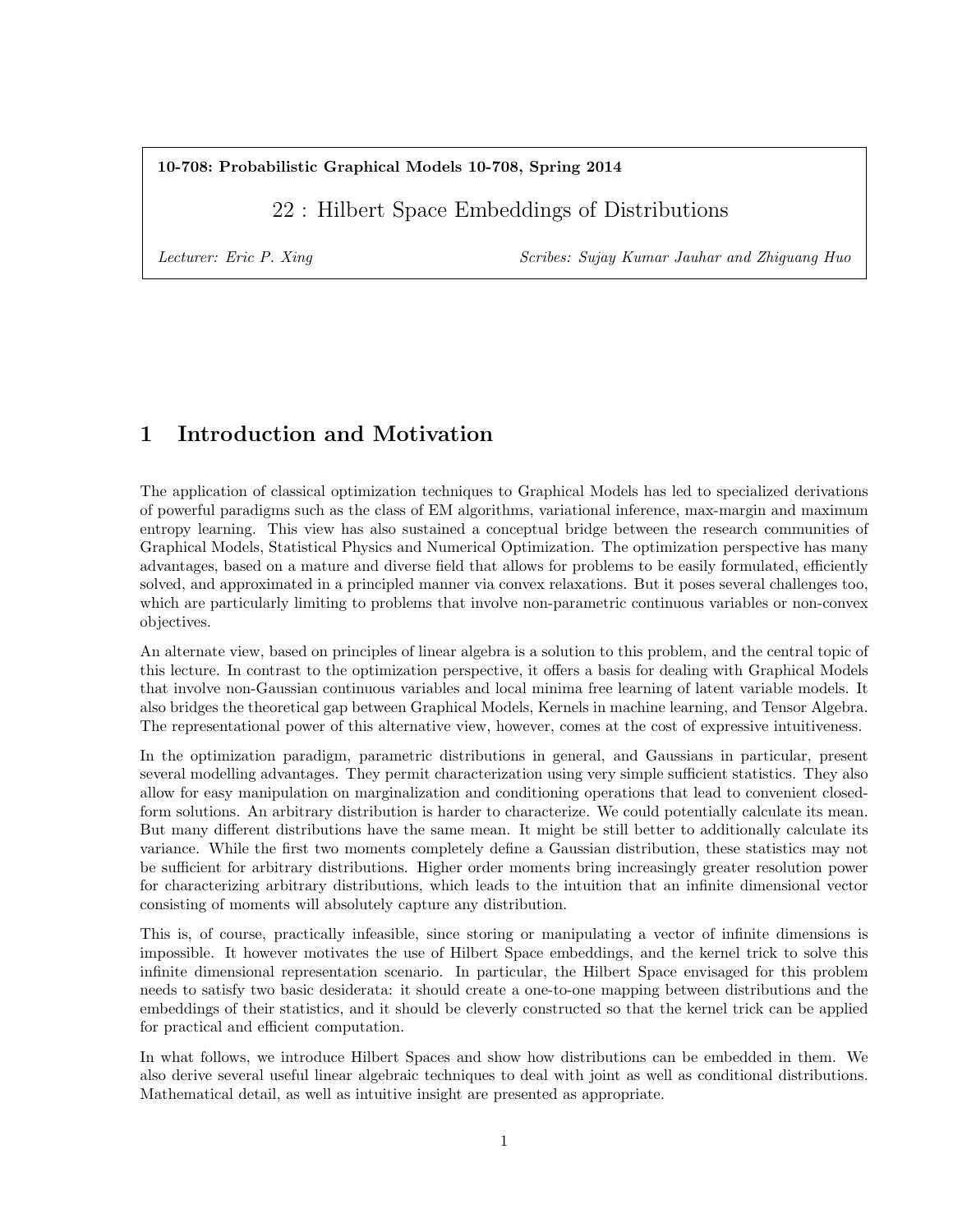**10-708: Probabilistic Graphical Models 10-708, Spring 2014**

# 22 : Hilbert Space Embeddings of Distributions

*Lecturer: Eric P. Xing* *Scribes: Sujay Kumar Jauhar and Zhiguang Huo*

## 1 Introduction and Motivation

The application of classical optimization techniques to Graphical Models has led to specialized derivations of powerful paradigms such as the class of EM algorithms, variational inference, max-margin and maximum entropy learning. This view has also sustained a conceptual bridge between the research communities of Graphical Models, Statistical Physics and Numerical Optimization. The optimization perspective has many advantages, based on a mature and diverse field that allows for problems to be easily formulated, efficiently solved, and approximated in a principled manner via convex relaxations. But it poses several challenges too, which are particularly limiting to problems that involve non-parametric continuous variables or non-convex objectives.

An alternate view, based on principles of linear algebra is a solution to this problem, and the central topic of this lecture. In contrast to the optimization perspective, it offers a basis for dealing with Graphical Models that involve non-Gaussian continuous variables and local minima free learning of latent variable models. It also bridges the theoretical gap between Graphical Models, Kernels in machine learning, and Tensor Algebra. The representational power of this alternative view, however, comes at the cost of expressive intuitiveness.

In the optimization paradigm, parametric distributions in general, and Gaussians in particular, present several modelling advantages. They permit characterization using very simple sufficient statistics. They also allow for easy manipulation on marginalization and conditioning operations that lead to convenient closed-form solutions. An arbitrary distribution is harder to characterize. We could potentially calculate its mean. But many different distributions have the same mean. It might be still better to additionally calculate its variance. While the first two moments completely define a Gaussian distribution, these statistics may not be sufficient for arbitrary distributions. Higher order moments bring increasingly greater resolution power for characterizing arbitrary distributions, which leads to the intuition that an infinite dimensional vector consisting of moments will absolutely capture any distribution.

This is, of course, practically infeasible, since storing or manipulating a vector of infinite dimensions is impossible. It however motivates the use of Hilbert Space embeddings, and the kernel trick to solve this infinite dimensional representation scenario. In particular, the Hilbert Space envisaged for this problem needs to satisfy two basic desiderata: it should create a one-to-one mapping between distributions and the embeddings of their statistics, and it should be cleverly constructed so that the kernel trick can be applied for practical and efficient computation.

In what follows, we introduce Hilbert Spaces and show how distributions can be embedded in them. We also derive several useful linear algebraic techniques to deal with joint as well as conditional distributions. Mathematical detail, as well as intuitive insight are presented as appropriate.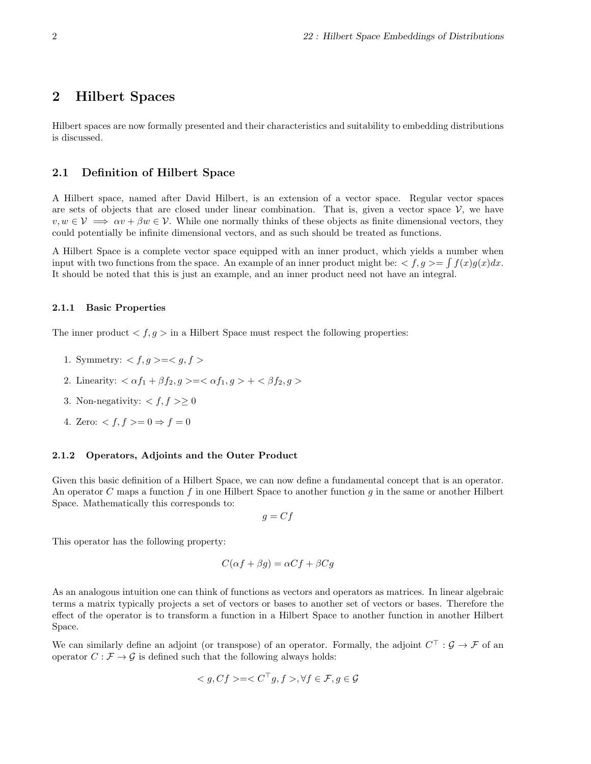## 2 Hilbert Spaces

Hilbert spaces are now formally presented and their characteristics and suitability to embedding distributions is discussed.

### 2.1 Definition of Hilbert Space

A Hilbert space, named after David Hilbert, is an extension of a vector space. Regular vector spaces are sets of objects that are closed under linear combination. That is, given a vector space $\mathcal{V}$, we have $v, w \in \mathcal{V} \implies \alpha v + \beta w \in \mathcal{V}$. While one normally thinks of these objects as finite dimensional vectors, they could potentially be infinite dimensional vectors, and as such should be treated as functions.

A Hilbert Space is a complete vector space equipped with an inner product, which yields a number when input with two functions from the space. An example of an inner product might be: $< f, g >= \int f(x)g(x)dx$. It should be noted that this is just an example, and an inner product need not have an integral.

#### 2.1.1 Basic Properties

The inner product $< f, g >$ in a Hilbert Space must respect the following properties:

1. Symmetry: $< f, g >=< g, f >$
2. Linearity: $< \alpha f_1 + \beta f_2, g >=< \alpha f_1, g > + < \beta f_2, g >$
3. Non-negativity: $< f, f > \geq 0$
4. Zero: $< f, f >= 0 \Rightarrow f = 0$

#### 2.1.2 Operators, Adjoints and the Outer Product

Given this basic definition of a Hilbert Space, we can now define a fundamental concept that is an operator. An operator $C$ maps a function $f$ in one Hilbert Space to another function $g$ in the same or another Hilbert Space. Mathematically this corresponds to:

$$g = Cf$$

This operator has the following property:

$$C(\alpha f + \beta g) = \alpha Cf + \beta Cg$$

As an analogous intuition one can think of functions as vectors and operators as matrices. In linear algebraic terms a matrix typically projects a set of vectors or bases to another set of vectors or bases. Therefore the effect of the operator is to transform a function in a Hilbert Space to another function in another Hilbert Space.

We can similarly define an adjoint (or transpose) of an operator. Formally, the adjoint $C^\top : \mathcal{G} \to \mathcal{F}$ of an operator $C : \mathcal{F} \to \mathcal{G}$ is defined such that the following always holds:

$$< g, Cf >=< C^\top g, f >, \forall f \in \mathcal{F}, g \in \mathcal{G}$$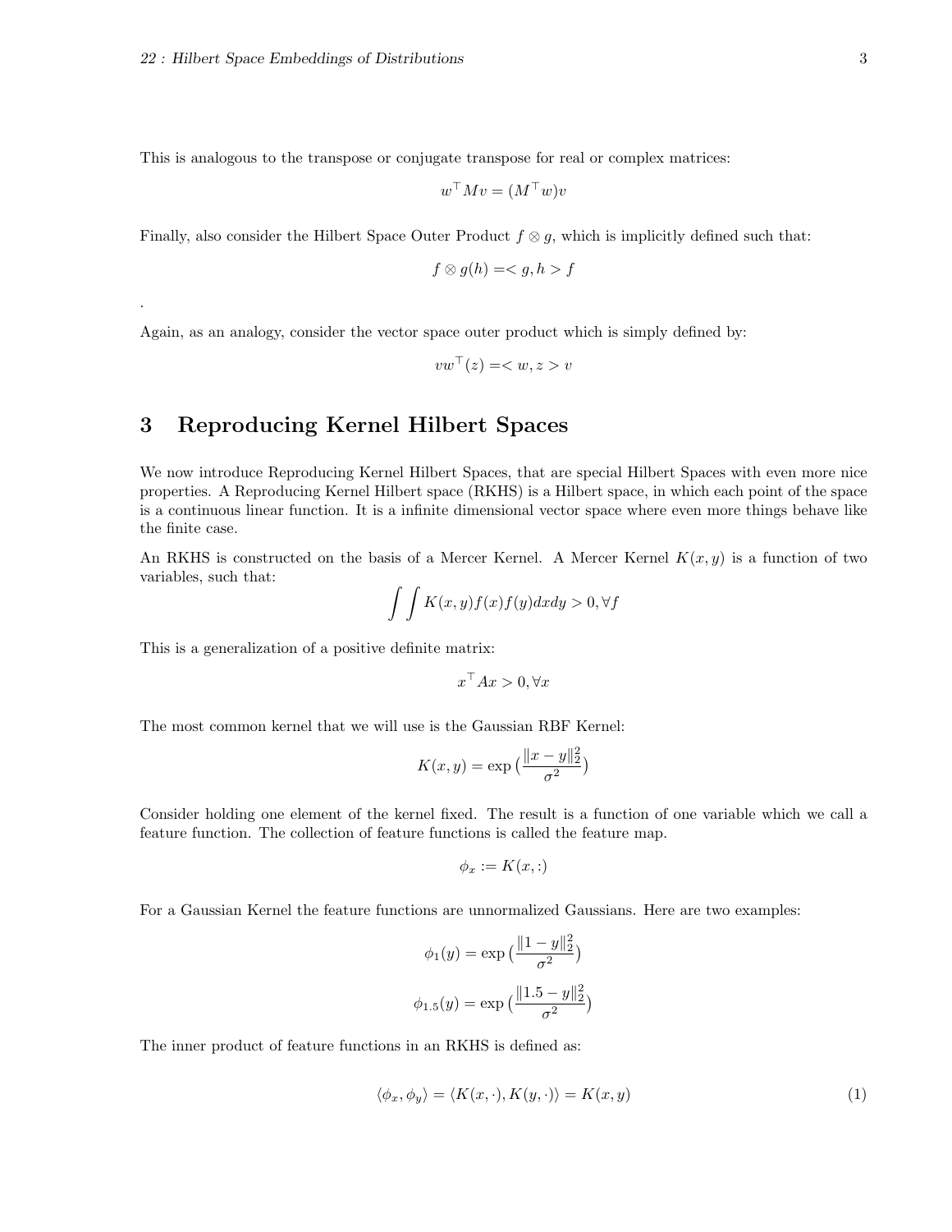This is analogous to the transpose or conjugate transpose for real or complex matrices:

$$w^\top M v = (M^\top w) v$$

Finally, also consider the Hilbert Space Outer Product $f \otimes g$, which is implicitly defined such that:

$$f \otimes g(h) =< g, h > f$$

.

Again, as an analogy, consider the vector space outer product which is simply defined by:

$$vw^\top(z) =< w, z > v$$

# 3 Reproducing Kernel Hilbert Spaces

We now introduce Reproducing Kernel Hilbert Spaces, that are special Hilbert Spaces with even more nice properties. A Reproducing Kernel Hilbert space (RKHS) is a Hilbert space, in which each point of the space is a continuous linear function. It is a infinite dimensional vector space where even more things behave like the finite case.

An RKHS is constructed on the basis of a Mercer Kernel. A Mercer Kernel $K(x, y)$ is a function of two variables, such that:

$$\int \int K(x, y) f(x) f(y) dx dy > 0, \forall f$$

This is a generalization of a positive definite matrix:

$$x^\top A x > 0, \forall x$$

The most common kernel that we will use is the Gaussian RBF Kernel:

$$K(x, y) = \exp\left(\frac{\|x - y\|_2^2}{\sigma^2}\right)$$

Consider holding one element of the kernel fixed. The result is a function of one variable which we call a feature function. The collection of feature functions is called the feature map.

$$\phi_x := K(x, :)$$

For a Gaussian Kernel the feature functions are unnormalized Gaussians. Here are two examples:

$$\phi_1(y) = \exp\left(\frac{\|1 - y\|_2^2}{\sigma^2}\right)$$

$$\phi_{1.5}(y) = \exp\left(\frac{\|1.5 - y\|_2^2}{\sigma^2}\right)$$

The inner product of feature functions in an RKHS is defined as:

$$\langle \phi_x, \phi_y \rangle = \langle K(x, \cdot), K(y, \cdot) \rangle = K(x, y) \quad (1)$$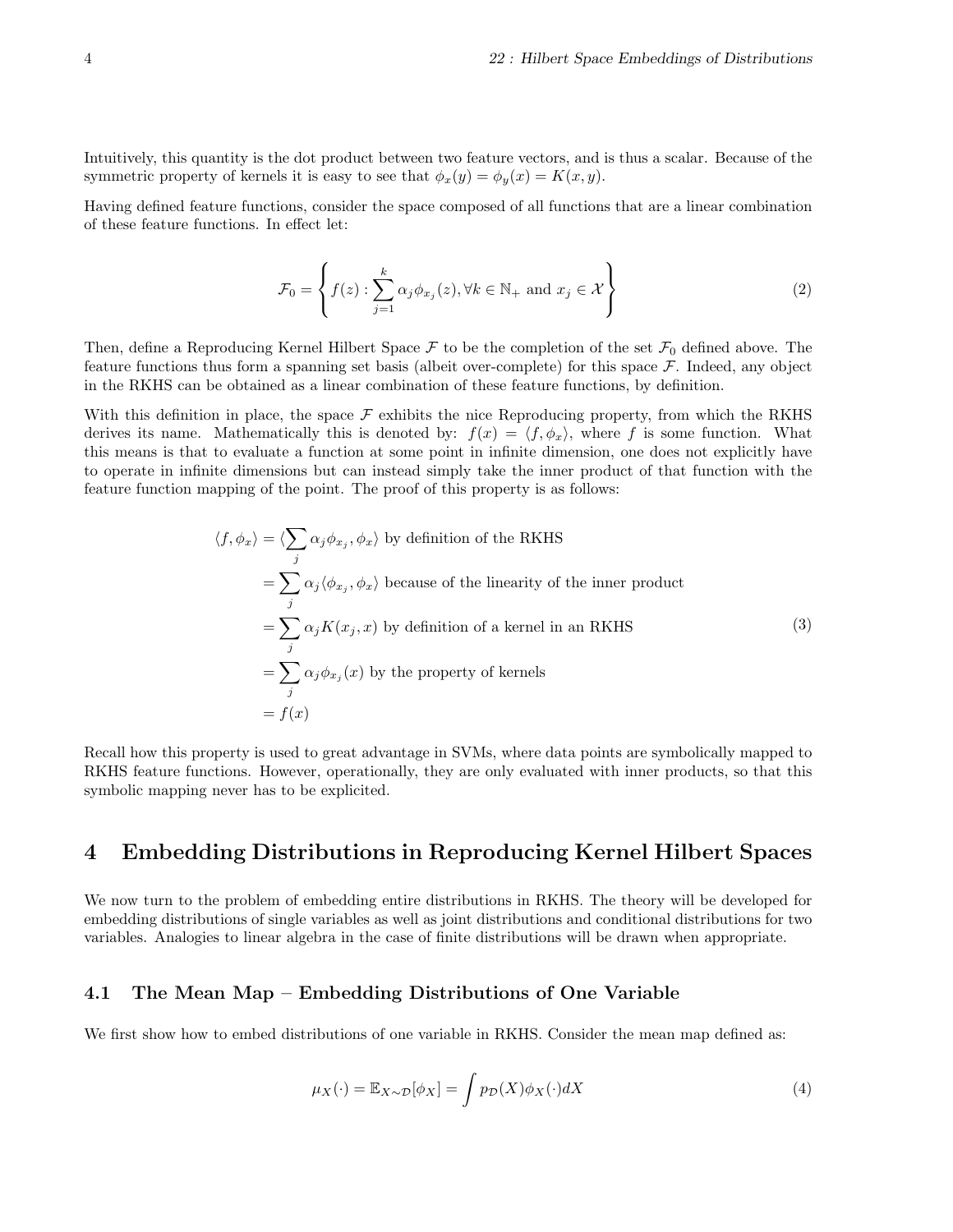Intuitively, this quantity is the dot product between two feature vectors, and is thus a scalar. Because of the symmetric property of kernels it is easy to see that $\phi_x(y) = \phi_y(x) = K(x, y)$.

Having defined feature functions, consider the space composed of all functions that are a linear combination of these feature functions. In effect let:

$$\mathcal{F}_0 = \left\{ f(z) : \sum_{j=1}^{k} \alpha_j \phi_{x_j}(z), \forall k \in \mathbb{N}_+ \text{ and } x_j \in \mathcal{X} \right\} \tag{2}$$

Then, define a Reproducing Kernel Hilbert Space $\mathcal{F}$ to be the completion of the set $\mathcal{F}_0$ defined above. The feature functions thus form a spanning set basis (albeit over-complete) for this space $\mathcal{F}$. Indeed, any object in the RKHS can be obtained as a linear combination of these feature functions, by definition.

With this definition in place, the space $\mathcal{F}$ exhibits the nice Reproducing property, from which the RKHS derives its name. Mathematically this is denoted by: $f(x) = \langle f, \phi_x \rangle$, where $f$ is some function. What this means is that to evaluate a function at some point in infinite dimension, one does not explicitly have to operate in infinite dimensions but can instead simply take the inner product of that function with the feature function mapping of the point. The proof of this property is as follows:

$$\begin{aligned}
\langle f, \phi_x \rangle &= \langle \sum_j \alpha_j \phi_{x_j}, \phi_x \rangle \text{ by definition of the RKHS} \\
&= \sum_j \alpha_j \langle \phi_{x_j}, \phi_x \rangle \text{ because of the linearity of the inner product} \\
&= \sum_j \alpha_j K(x_j, x) \text{ by definition of a kernel in an RKHS} \\
&= \sum_j \alpha_j \phi_{x_j}(x) \text{ by the property of kernels} \\
&= f(x)
\end{aligned} \tag{3}$$

Recall how this property is used to great advantage in SVMs, where data points are symbolically mapped to RKHS feature functions. However, operationally, they are only evaluated with inner products, so that this symbolic mapping never has to be explicited.

# 4 Embedding Distributions in Reproducing Kernel Hilbert Spaces

We now turn to the problem of embedding entire distributions in RKHS. The theory will be developed for embedding distributions of single variables as well as joint distributions and conditional distributions for two variables. Analogies to linear algebra in the case of finite distributions will be drawn when appropriate.

## 4.1 The Mean Map – Embedding Distributions of One Variable

We first show how to embed distributions of one variable in RKHS. Consider the mean map defined as:

$$\mu_X(\cdot) = \mathbb{E}_{X \sim \mathcal{D}}[\phi_X] = \int p_{\mathcal{D}}(X) \phi_X(\cdot) dX \tag{4}$$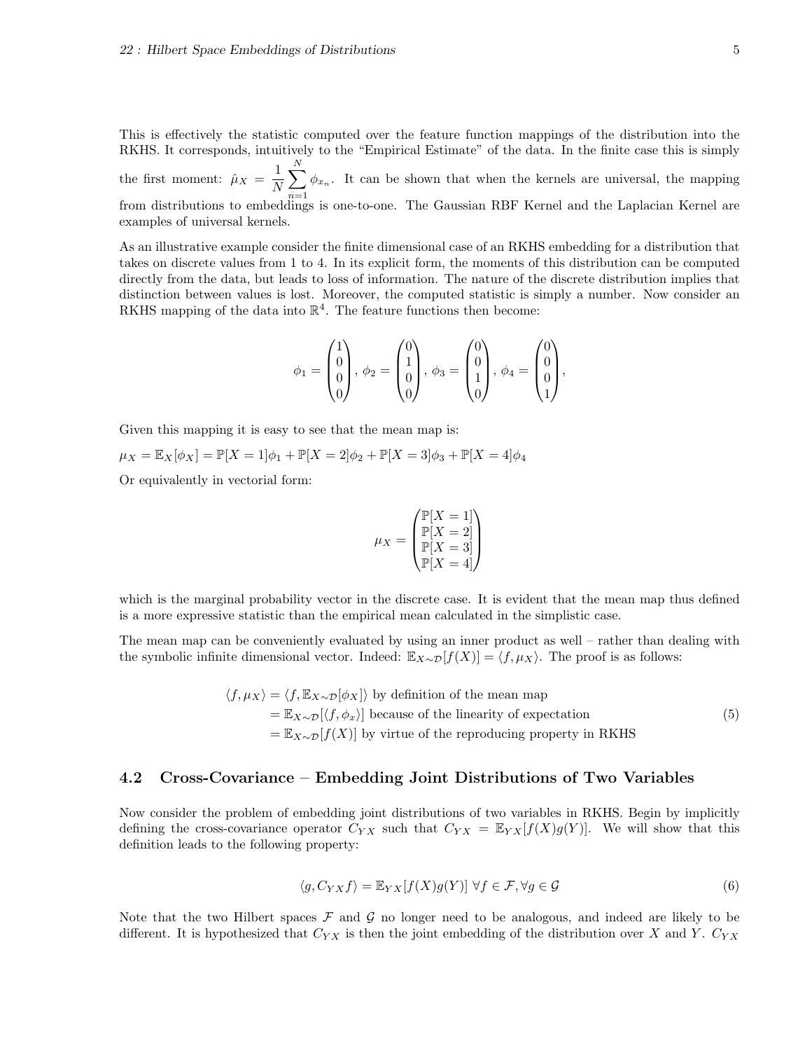This is effectively the statistic computed over the feature function mappings of the distribution into the RKHS. It corresponds, intuitively to the "Empirical Estimate" of the data. In the finite case this is simply the first moment: $\hat{\mu}_X = \frac{1}{N}\sum_{n=1}^{N} \phi_{x_n}$. It can be shown that when the kernels are universal, the mapping from distributions to embeddings is one-to-one. The Gaussian RBF Kernel and the Laplacian Kernel are examples of universal kernels.

As an illustrative example consider the finite dimensional case of an RKHS embedding for a distribution that takes on discrete values from 1 to 4. In its explicit form, the moments of this distribution can be computed directly from the data, but leads to loss of information. The nature of the discrete distribution implies that distinction between values is lost. Moreover, the computed statistic is simply a number. Now consider an RKHS mapping of the data into $\mathbb{R}^4$. The feature functions then become:

$$\phi_1 = \begin{pmatrix} 1 \\ 0 \\ 0 \\ 0 \end{pmatrix}, \ \phi_2 = \begin{pmatrix} 0 \\ 1 \\ 0 \\ 0 \end{pmatrix}, \ \phi_3 = \begin{pmatrix} 0 \\ 0 \\ 1 \\ 0 \end{pmatrix}, \ \phi_4 = \begin{pmatrix} 0 \\ 0 \\ 0 \\ 1 \end{pmatrix},$$

Given this mapping it is easy to see that the mean map is:

$\mu_X = \mathbb{E}_X[\phi_X] = \mathbb{P}[X = 1]\phi_1 + \mathbb{P}[X = 2]\phi_2 + \mathbb{P}[X = 3]\phi_3 + \mathbb{P}[X = 4]\phi_4$

Or equivalently in vectorial form:

$$\mu_X = \begin{pmatrix} \mathbb{P}[X = 1] \\ \mathbb{P}[X = 2] \\ \mathbb{P}[X = 3] \\ \mathbb{P}[X = 4] \end{pmatrix}$$

which is the marginal probability vector in the discrete case. It is evident that the mean map thus defined is a more expressive statistic than the empirical mean calculated in the simplistic case.

The mean map can be conveniently evaluated by using an inner product as well – rather than dealing with the symbolic infinite dimensional vector. Indeed: $\mathbb{E}_{X\sim\mathcal{D}}[f(X)] = \langle f, \mu_X \rangle$. The proof is as follows:

$$\begin{aligned}
\langle f, \mu_X \rangle &= \langle f, \mathbb{E}_{X\sim\mathcal{D}}[\phi_X] \rangle \text{ by definition of the mean map} \\
&= \mathbb{E}_{X\sim\mathcal{D}}[\langle f, \phi_x \rangle] \text{ because of the linearity of expectation} \\
&= \mathbb{E}_{X\sim\mathcal{D}}[f(X)] \text{ by virtue of the reproducing property in RKHS}
\end{aligned} \tag{5}$$

### 4.2 Cross-Covariance – Embedding Joint Distributions of Two Variables

Now consider the problem of embedding joint distributions of two variables in RKHS. Begin by implicitly defining the cross-covariance operator $C_{YX}$ such that $C_{YX} = \mathbb{E}_{YX}[f(X)g(Y)]$. We will show that this definition leads to the following property:

$$\langle g, C_{YX} f \rangle = \mathbb{E}_{YX}[f(X)g(Y)] \ \forall f \in \mathcal{F}, \forall g \in \mathcal{G} \tag{6}$$

Note that the two Hilbert spaces $\mathcal{F}$ and $\mathcal{G}$ no longer need to be analogous, and indeed are likely to be different. It is hypothesized that $C_{YX}$ is then the joint embedding of the distribution over $X$ and $Y$. $C_{YX}$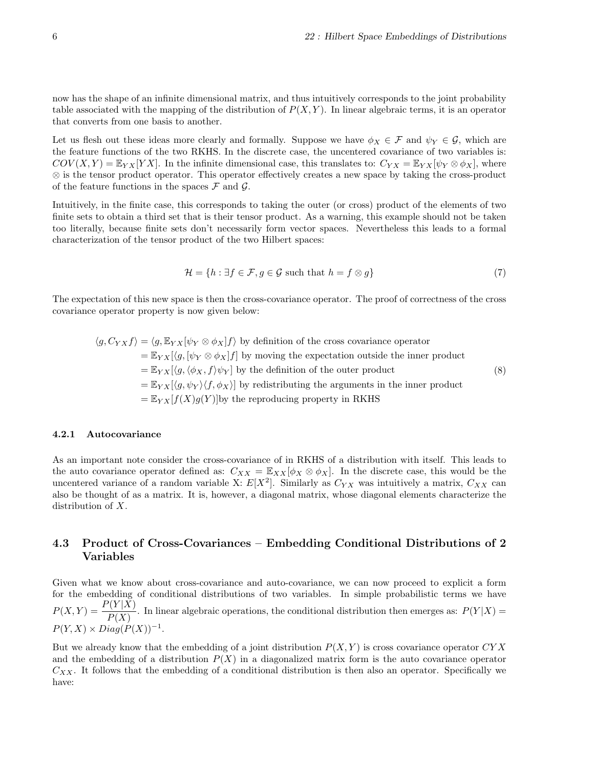now has the shape of an infinite dimensional matrix, and thus intuitively corresponds to the joint probability table associated with the mapping of the distribution of $P(X, Y)$. In linear algebraic terms, it is an operator that converts from one basis to another.

Let us flesh out these ideas more clearly and formally. Suppose we have $\phi_X \in \mathcal{F}$ and $\psi_Y \in \mathcal{G}$, which are the feature functions of the two RKHS. In the discrete case, the uncentered covariance of two variables is: $COV(X, Y) = \mathbb{E}_{YX}[YX]$. In the infinite dimensional case, this translates to: $C_{YX} = \mathbb{E}_{YX}[\psi_Y \otimes \phi_X]$, where $\otimes$ is the tensor product operator. This operator effectively creates a new space by taking the cross-product of the feature functions in the spaces $\mathcal{F}$ and $\mathcal{G}$.

Intuitively, in the finite case, this corresponds to taking the outer (or cross) product of the elements of two finite sets to obtain a third set that is their tensor product. As a warning, this example should not be taken too literally, because finite sets don't necessarily form vector spaces. Nevertheless this leads to a formal characterization of the tensor product of the two Hilbert spaces:

$$\mathcal{H} = \{h : \exists f \in \mathcal{F}, g \in \mathcal{G} \text{ such that } h = f \otimes g\} \tag{7}$$

The expectation of this new space is then the cross-covariance operator. The proof of correctness of the cross covariance operator property is now given below:

$$\begin{aligned}
\langle g, C_{YX} f \rangle &= \langle g, \mathbb{E}_{YX}[\psi_Y \otimes \phi_X] f \rangle \text{ by definition of the cross covariance operator} \\
&= \mathbb{E}_{YX}[\langle g, [\psi_Y \otimes \phi_X] f] \text{ by moving the expectation outside the inner product} \\
&= \mathbb{E}_{YX}[\langle g, \langle \phi_X, f \rangle \psi_Y] \text{ by the definition of the outer product} \\
&= \mathbb{E}_{YX}[\langle g, \psi_Y \rangle \langle f, \phi_X \rangle] \text{ by redistributing the arguments in the inner product} \\
&= \mathbb{E}_{YX}[f(X) g(Y)] \text{by the reproducing property in RKHS}
\end{aligned} \tag{8}$$

#### 4.2.1 Autocovariance

As an important note consider the cross-covariance of in RKHS of a distribution with itself. This leads to the auto covariance operator defined as: $C_{XX} = \mathbb{E}_{XX}[\phi_X \otimes \phi_X]$. In the discrete case, this would be the uncentered variance of a random variable X: $E[X^2]$. Similarly as $C_{YX}$ was intuitively a matrix, $C_{XX}$ can also be thought of as a matrix. It is, however, a diagonal matrix, whose diagonal elements characterize the distribution of $X$.

### 4.3 Product of Cross-Covariances – Embedding Conditional Distributions of 2 Variables

Given what we know about cross-covariance and auto-covariance, we can now proceed to explicit a form for the embedding of conditional distributions of two variables. In simple probabilistic terms we have $P(X, Y) = \dfrac{P(Y|X)}{P(X)}$. In linear algebraic operations, the conditional distribution then emerges as: $P(Y|X) = P(Y, X) \times Diag(P(X))^{-1}$.

But we already know that the embedding of a joint distribution $P(X, Y)$ is cross covariance operator $CYX$ and the embedding of a distribution $P(X)$ in a diagonalized matrix form is the auto covariance operator $C_{XX}$. It follows that the embedding of a conditional distribution is then also an operator. Specifically we have: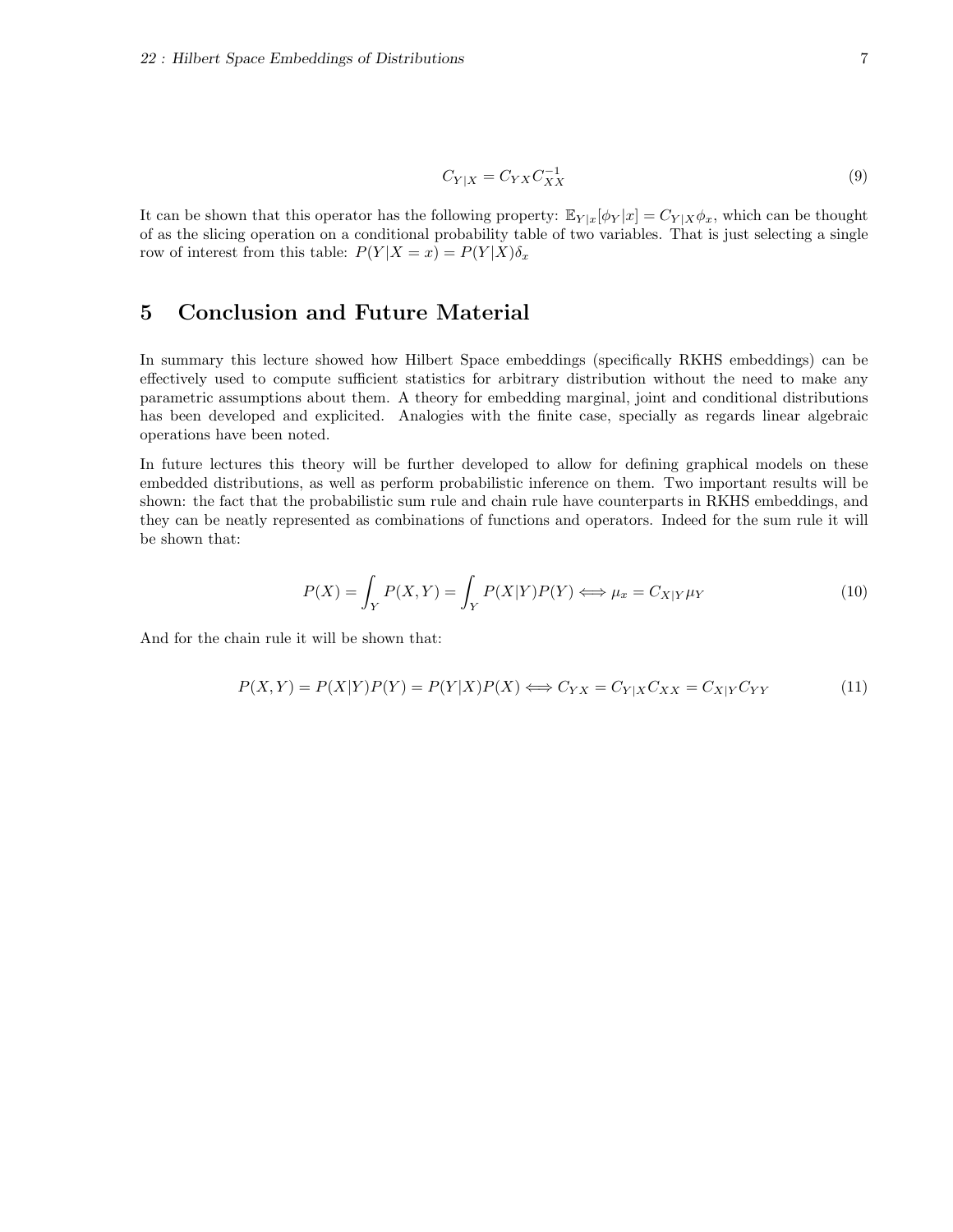$$C_{Y|X} = C_{YX}C_{XX}^{-1} \tag{9}$$

It can be shown that this operator has the following property: $\mathbb{E}_{Y|x}[\phi_Y|x] = C_{Y|X}\phi_x$, which can be thought of as the slicing operation on a conditional probability table of two variables. That is just selecting a single row of interest from this table: $P(Y|X=x) = P(Y|X)\delta_x$

## 5 Conclusion and Future Material

In summary this lecture showed how Hilbert Space embeddings (specifically RKHS embeddings) can be effectively used to compute sufficient statistics for arbitrary distribution without the need to make any parametric assumptions about them. A theory for embedding marginal, joint and conditional distributions has been developed and explicited. Analogies with the finite case, specially as regards linear algebraic operations have been noted.

In future lectures this theory will be further developed to allow for defining graphical models on these embedded distributions, as well as perform probabilistic inference on them. Two important results will be shown: the fact that the probabilistic sum rule and chain rule have counterparts in RKHS embeddings, and they can be neatly represented as combinations of functions and operators. Indeed for the sum rule it will be shown that:

$$P(X) = \int_Y P(X,Y) = \int_Y P(X|Y)P(Y) \Longleftrightarrow \mu_x = C_{X|Y}\mu_Y \tag{10}$$

And for the chain rule it will be shown that:

$$P(X,Y) = P(X|Y)P(Y) = P(Y|X)P(X) \Longleftrightarrow C_{YX} = C_{Y|X}C_{XX} = C_{X|Y}C_{YY} \tag{11}$$